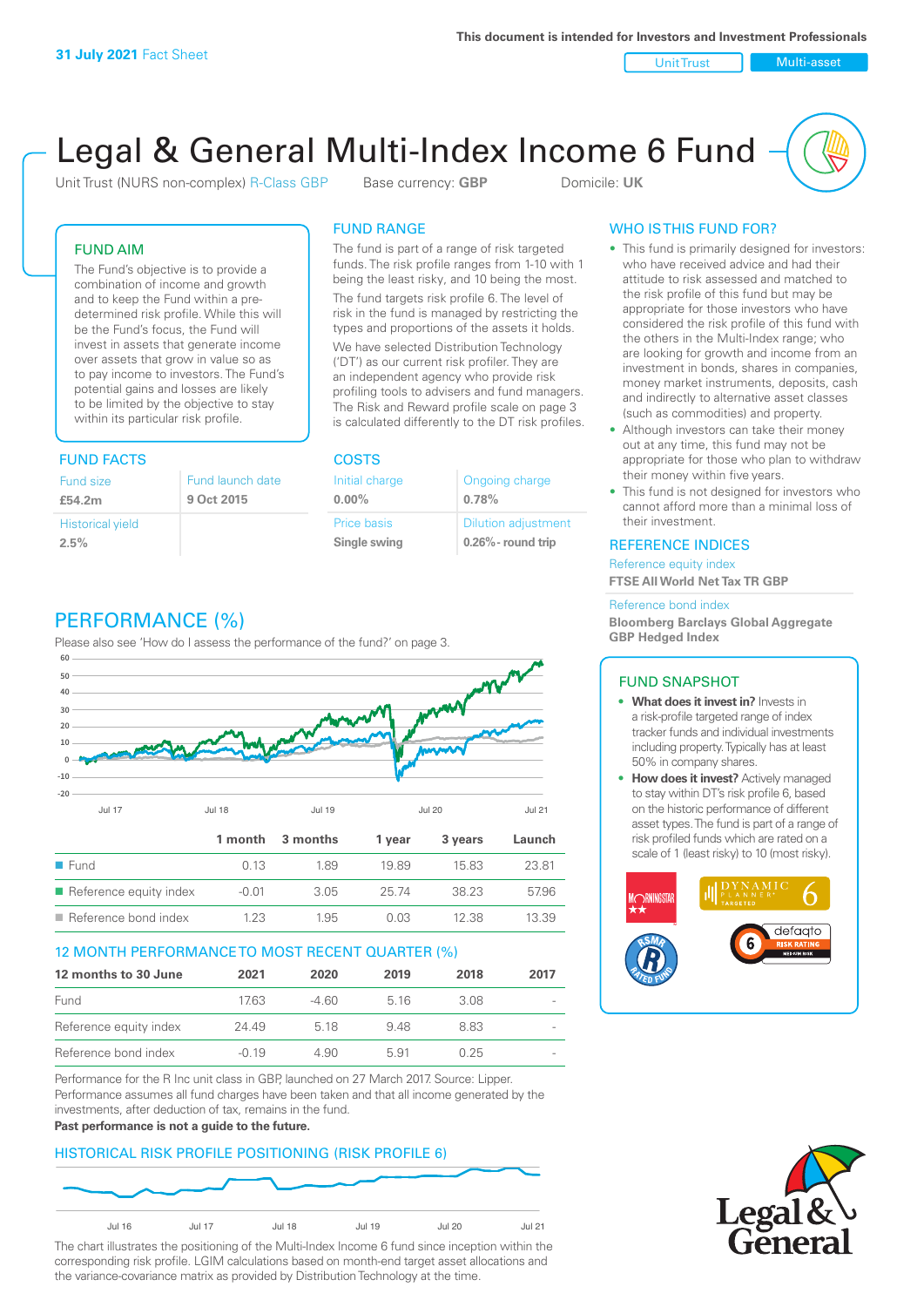**31 July 2021** Fact Sheet

This document is intended for Investors and Investment Professionals

Unit Trust | Multi-asset

# Legal & General Multi-Index Income 6 Fund

Unit Trust (NURS non-complex) R-Class GBP    Base currency: **GBP**    Domicile: **UK**

## FUND AIM

The Fund's objective is to provide a combination of income and growth and to keep the Fund within a pre-determined risk profile. While this will be the Fund's focus, the Fund will invest in assets that generate income over assets that grow in value so as to pay income to investors. The Fund's potential gains and losses are likely to be limited by the objective to stay within its particular risk profile.

## FUND RANGE

The fund is part of a range of risk targeted funds. The risk profile ranges from 1-10 with 1 being the least risky, and 10 being the most.

The fund targets risk profile 6. The level of risk in the fund is managed by restricting the types and proportions of the assets it holds.

We have selected Distribution Technology ('DT') as our current risk profiler. They are an independent agency who provide risk profiling tools to advisers and fund managers. The Risk and Reward profile scale on page 3 is calculated differently to the DT risk profiles.

## WHO IS THIS FUND FOR?

- This fund is primarily designed for investors: who have received advice and had their attitude to risk assessed and matched to the risk profile of this fund but may be appropriate for those investors who have considered the risk profile of this fund with the others in the Multi-Index range; who are looking for growth and income from an investment in bonds, shares in companies, money market instruments, deposits, cash and indirectly to alternative asset classes (such as commodities) and property.
- Although investors can take their money out at any time, this fund may not be appropriate for those who plan to withdraw their money within five years.
- This fund is not designed for investors who cannot afford more than a minimal loss of their investment.

## FUND FACTS

| Fund size | Fund launch date |
|---|---|
| **£54.2m** | **9 Oct 2015** |
| Historical yield | |
| **2.5%** | |

## COSTS

| Initial charge | Ongoing charge |
|---|---|
| **0.00%** | **0.78%** |
| Price basis | Dilution adjustment |
| **Single swing** | **0.26%- round trip** |

## REFERENCE INDICES

Reference equity index
**FTSE All World Net Tax TR GBP**

Reference bond index
**Bloomberg Barclays Global Aggregate GBP Hedged Index**

## PERFORMANCE (%)

Please also see 'How do I assess the performance of the fund?' on page 3.

| | 1 month | 3 months | 1 year | 3 years | Launch |
|---|---|---|---|---|---|
| Fund | 0.13 | 1.89 | 19.89 | 15.83 | 23.81 |
| Reference equity index | -0.01 | 3.05 | 25.74 | 38.23 | 57.96 |
| Reference bond index | 1.23 | 1.95 | 0.03 | 12.38 | 13.39 |

## FUND SNAPSHOT

- **What does it invest in?** Invests in a risk-profile targeted range of index tracker funds and individual investments including property. Typically has at least 50% in company shares.
- **How does it invest?** Actively managed to stay within DT's risk profile 6, based on the historic performance of different asset types. The fund is part of a range of risk profiled funds which are rated on a scale of 1 (least risky) to 10 (most risky).

## 12 MONTH PERFORMANCE TO MOST RECENT QUARTER (%)

| 12 months to 30 June | 2021 | 2020 | 2019 | 2018 | 2017 |
|---|---|---|---|---|---|
| Fund | 17.63 | -4.60 | 5.16 | 3.08 | - |
| Reference equity index | 24.49 | 5.18 | 9.48 | 8.83 | - |
| Reference bond index | -0.19 | 4.90 | 5.91 | 0.25 | - |

Performance for the R Inc unit class in GBP, launched on 27 March 2017. Source: Lipper. Performance assumes all fund charges have been taken and that all income generated by the investments, after deduction of tax, remains in the fund.

**Past performance is not a guide to the future.**

## HISTORICAL RISK PROFILE POSITIONING (RISK PROFILE 6)

The chart illustrates the positioning of the Multi-Index Income 6 fund since inception within the corresponding risk profile. LGIM calculations based on month-end target asset allocations and the variance-covariance matrix as provided by Distribution Technology at the time.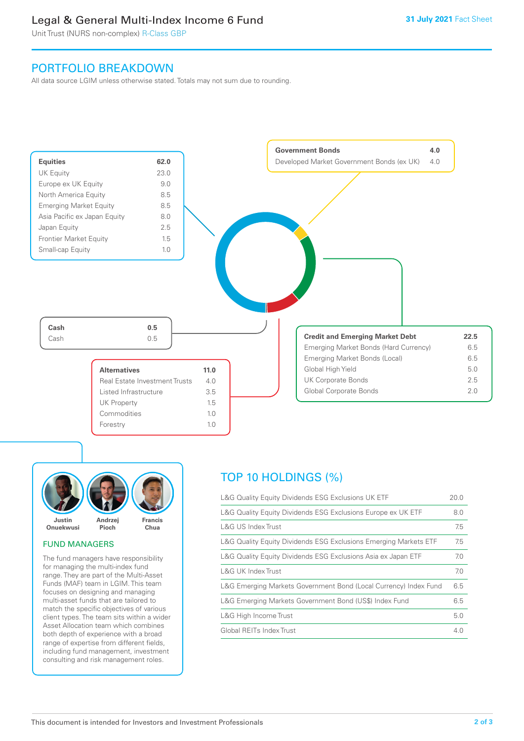# Legal & General Multi-Index Income 6 Fund

Unit Trust (NURS non-complex) R-Class GBP

**31 July 2021** Fact Sheet

## PORTFOLIO BREAKDOWN

All data source LGIM unless otherwise stated. Totals may not sum due to rounding.

| **Equities** | **62.0** |
|---|---|
| UK Equity | 23.0 |
| Europe ex UK Equity | 9.0 |
| North America Equity | 8.5 |
| Emerging Market Equity | 8.5 |
| Asia Pacific ex Japan Equity | 8.0 |
| Japan Equity | 2.5 |
| Frontier Market Equity | 1.5 |
| Small-cap Equity | 1.0 |

| **Government Bonds** | **4.0** |
|---|---|
| Developed Market Government Bonds (ex UK) | 4.0 |

| **Cash** | **0.5** |
|---|---|
| Cash | 0.5 |

| **Credit and Emerging Market Debt** | **22.5** |
|---|---|
| Emerging Market Bonds (Hard Currency) | 6.5 |
| Emerging Market Bonds (Local) | 6.5 |
| Global High Yield | 5.0 |
| UK Corporate Bonds | 2.5 |
| Global Corporate Bonds | 2.0 |

| **Alternatives** | **11.0** |
|---|---|
| Real Estate Investment Trusts | 4.0 |
| Listed Infrastructure | 3.5 |
| UK Property | 1.5 |
| Commodities | 1.0 |
| Forestry | 1.0 |

Justin Onuekwusi · Andrzej Pioch · Francis Chua

### FUND MANAGERS

The fund managers have responsibility for managing the multi-index fund range. They are part of the Multi-Asset Funds (MAF) team in LGIM. This team focuses on designing and managing multi-asset funds that are tailored to match the specific objectives of various client types. The team sits within a wider Asset Allocation team which combines both depth of experience with a broad range of expertise from different fields, including fund management, investment consulting and risk management roles.

## TOP 10 HOLDINGS (%)

| Holding | % |
|---|---|
| L&G Quality Equity Dividends ESG Exclusions UK ETF | 20.0 |
| L&G Quality Equity Dividends ESG Exclusions Europe ex UK ETF | 8.0 |
| L&G US Index Trust | 7.5 |
| L&G Quality Equity Dividends ESG Exclusions Emerging Markets ETF | 7.5 |
| L&G Quality Equity Dividends ESG Exclusions Asia ex Japan ETF | 7.0 |
| L&G UK Index Trust | 7.0 |
| L&G Emerging Markets Government Bond (Local Currency) Index Fund | 6.5 |
| L&G Emerging Markets Government Bond (US$) Index Fund | 6.5 |
| L&G High Income Trust | 5.0 |
| Global REITs Index Trust | 4.0 |

This document is intended for Investors and Investment Professionals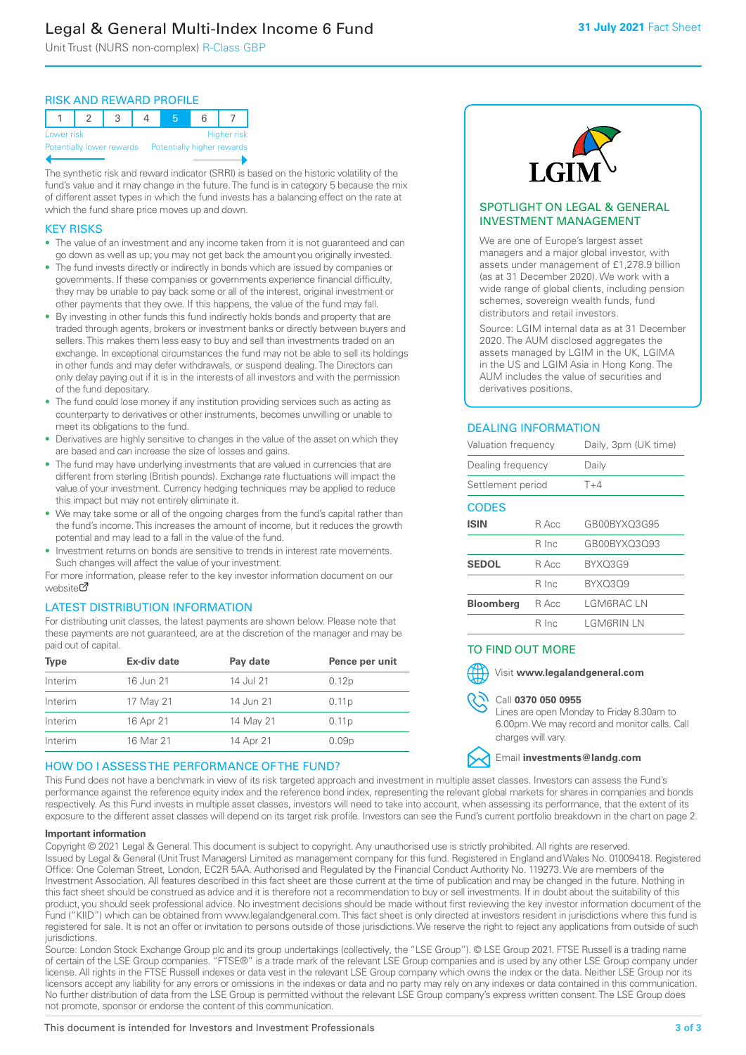# Legal & General Multi-Index Income 6 Fund

Unit Trust (NURS non-complex) R-Class GBP

**31 July 2021** Fact Sheet

## RISK AND REWARD PROFILE

| 1 | 2 | 3 | 4 | 5 | 6 | 7 |
|---|---|---|---|---|---|---|

Lower risk — Higher risk

Potentially lower rewards — Potentially higher rewards

The synthetic risk and reward indicator (SRRI) is based on the historic volatility of the fund's value and it may change in the future. The fund is in category 5 because the mix of different asset types in which the fund invests has a balancing effect on the rate at which the fund share price moves up and down.

## KEY RISKS

- The value of an investment and any income taken from it is not guaranteed and can go down as well as up; you may not get back the amount you originally invested.
- The fund invests directly or indirectly in bonds which are issued by companies or governments. If these companies or governments experience financial difficulty, they may be unable to pay back some or all of the interest, original investment or other payments that they owe. If this happens, the value of the fund may fall.
- By investing in other funds this fund indirectly holds bonds and property that are traded through agents, brokers or investment banks or directly between buyers and sellers. This makes them less easy to buy and sell than investments traded on an exchange. In exceptional circumstances the fund may not be able to sell its holdings in other funds and may defer withdrawals, or suspend dealing. The Directors can only delay paying out if it is in the interests of all investors and with the permission of the fund depositary.
- The fund could lose money if any institution providing services such as acting as counterparty to derivatives or other instruments, becomes unwilling or unable to meet its obligations to the fund.
- Derivatives are highly sensitive to changes in the value of the asset on which they are based and can increase the size of losses and gains.
- The fund may have underlying investments that are valued in currencies that are different from sterling (British pounds). Exchange rate fluctuations will impact the value of your investment. Currency hedging techniques may be applied to reduce this impact but may not entirely eliminate it.
- We may take some or all of the ongoing charges from the fund's capital rather than the fund's income. This increases the amount of income, but it reduces the growth potential and may lead to a fall in the value of the fund.
- Investment returns on bonds are sensitive to trends in interest rate movements. Such changes will affect the value of your investment.

For more information, please refer to the key investor information document on our website

## LATEST DISTRIBUTION INFORMATION

For distributing unit classes, the latest payments are shown below. Please note that these payments are not guaranteed, are at the discretion of the manager and may be paid out of capital.

| Type | Ex-div date | Pay date | Pence per unit |
|---|---|---|---|
| Interim | 16 Jun 21 | 14 Jul 21 | 0.12p |
| Interim | 17 May 21 | 14 Jun 21 | 0.11p |
| Interim | 16 Apr 21 | 14 May 21 | 0.11p |
| Interim | 16 Mar 21 | 14 Apr 21 | 0.09p |

## SPOTLIGHT ON LEGAL & GENERAL INVESTMENT MANAGEMENT

We are one of Europe's largest asset managers and a major global investor, with assets under management of £1,278.9 billion (as at 31 December 2020). We work with a wide range of global clients, including pension schemes, sovereign wealth funds, fund distributors and retail investors.

Source: LGIM internal data as at 31 December 2020. The AUM disclosed aggregates the assets managed by LGIM in the UK, LGIMA in the US and LGIM Asia in Hong Kong. The AUM includes the value of securities and derivatives positions.

## DEALING INFORMATION

| | |
|---|---|
| Valuation frequency | Daily, 3pm (UK time) |
| Dealing frequency | Daily |
| Settlement period | T+4 |

## CODES

| | | |
|---|---|---|
| **ISIN** | R Acc | GB00BYXQ3G95 |
| | R Inc | GB00BYXQ3Q93 |
| **SEDOL** | R Acc | BYXQ3G9 |
| | R Inc | BYXQ3Q9 |
| **Bloomberg** | R Acc | LGM6RAC LN |
| | R Inc | LGM6RIN LN |

## TO FIND OUT MORE

Visit **www.legalandgeneral.com**

Call **0370 050 0955**
Lines are open Monday to Friday 8.30am to 6.00pm. We may record and monitor calls. Call charges will vary.

Email **investments@landg.com**

## HOW DO I ASSESS THE PERFORMANCE OF THE FUND?

This Fund does not have a benchmark in view of its risk targeted approach and investment in multiple asset classes. Investors can assess the Fund's performance against the reference equity index and the reference bond index, representing the relevant global markets for shares in companies and bonds respectively. As this Fund invests in multiple asset classes, investors will need to take into account, when assessing its performance, that the extent of its exposure to the different asset classes will depend on its target risk profile. Investors can see the Fund's current portfolio breakdown in the chart on page 2.

#### Important information

Copyright © 2021 Legal & General. This document is subject to copyright. Any unauthorised use is strictly prohibited. All rights are reserved. Issued by Legal & General (Unit Trust Managers) Limited as management company for this fund. Registered in England and Wales No. 01009418. Registered Office: One Coleman Street, London, EC2R 5AA. Authorised and Regulated by the Financial Conduct Authority No. 119273. We are members of the Investment Association. All features described in this fact sheet are those current at the time of publication and may be changed in the future. Nothing in this fact sheet should be construed as advice and it is therefore not a recommendation to buy or sell investments. If in doubt about the suitability of this product, you should seek professional advice. No investment decisions should be made without first reviewing the key investor information document of the Fund ("KIID") which can be obtained from www.legalandgeneral.com. This fact sheet is only directed at investors resident in jurisdictions where this fund is registered for sale. It is not an offer or invitation to persons outside of those jurisdictions. We reserve the right to reject any applications from outside of such jurisdictions.

Source: London Stock Exchange Group plc and its group undertakings (collectively, the "LSE Group"). © LSE Group 2021. FTSE Russell is a trading name of certain of the LSE Group companies. "FTSE®" is a trade mark of the relevant LSE Group companies and is used by any other LSE Group company under license. All rights in the FTSE Russell indexes or data vest in the relevant LSE Group company which owns the index or the data. Neither LSE Group nor its licensors accept any liability for any errors or omissions in the indexes or data and no party may rely on any indexes or data contained in this communication. No further distribution of data from the LSE Group is permitted without the relevant LSE Group company's express written consent. The LSE Group does not promote, sponsor or endorse the content of this communication.

This document is intended for Investors and Investment Professionals